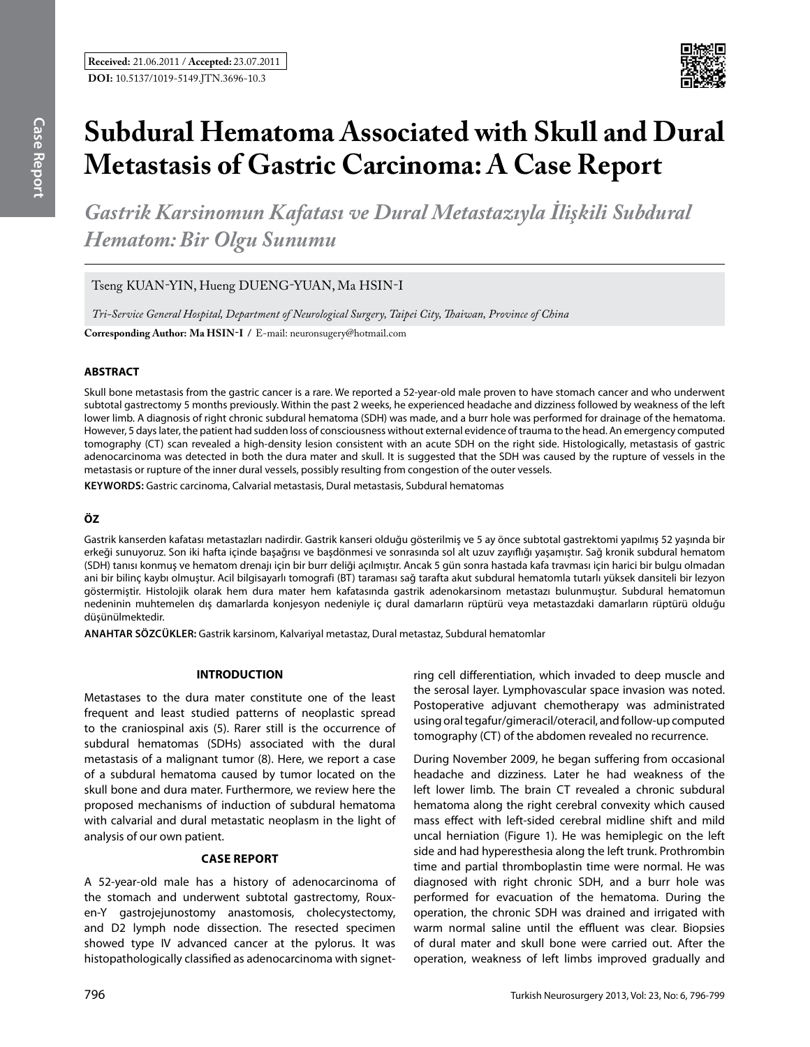**Received:** 21.06.2011 / **Accepted:** 23.07.2011

**DOI:** 10.5137/1019-5149.JTN.3696-10.3

# Subdural Hematoma Associated with Skull and Dural Metastasis of Gastric Carcinoma: A Case Report

## *Gastrik Karsinomun Kafatası ve Dural Metastazıyla İlişkili Subdural Hematom: Bir Olgu Sunumu*

Tseng KUAN-YIN, Hueng DUENG-YUAN, Ma HSIN-I

*Tri-Service General Hospital, Department of Neurological Surgery, Taipei City, Thaiwan, Province of China*

**Corresponding Author: Ma HSIN-I /** E-mail: neuronsugery@hotmail.com

### ABSTRACT

Skull bone metastasis from the gastric cancer is a rare. We reported a 52-year-old male proven to have stomach cancer and who underwent subtotal gastrectomy 5 months previously. Within the past 2 weeks, he experienced headache and dizziness followed by weakness of the left lower limb. A diagnosis of right chronic subdural hematoma (SDH) was made, and a burr hole was performed for drainage of the hematoma. However, 5 days later, the patient had sudden loss of consciousness without external evidence of trauma to the head. An emergency computed tomography (CT) scan revealed a high-density lesion consistent with an acute SDH on the right side. Histologically, metastasis of gastric adenocarcinoma was detected in both the dura mater and skull. It is suggested that the SDH was caused by the rupture of vessels in the metastasis or rupture of the inner dural vessels, possibly resulting from congestion of the outer vessels.

**KEYWORDS:** Gastric carcinoma, Calvarial metastasis, Dural metastasis, Subdural hematomas

### ÖZ

Gastrik kanserden kafatası metastazları nadirdir. Gastrik kanseri olduğu gösterilmiş ve 5 ay önce subtotal gastrektomi yapılmış 52 yaşında bir erkeği sunuyoruz. Son iki hafta içinde başağrısı ve başdönmesi ve sonrasında sol alt uzuv zayıflığı yaşamıştır. Sağ kronik subdural hematom (SDH) tanısı konmuş ve hematom drenajı için bir burr deliği açılmıştır. Ancak 5 gün sonra hastada kafa travması için harici bir bulgu olmadan ani bir bilinç kaybı olmuştur. Acil bilgisayarlı tomografi (BT) taraması sağ tarafta akut subdural hematomla tutarlı yüksek dansiteli bir lezyon göstermiştir. Histolojik olarak hem dura mater hem kafatasında gastrik adenokarsinom metastazı bulunmuştur. Subdural hematomun nedeninin muhtemelen dış damarlarda konjesyon nedeniyle iç dural damarların rüptürü veya metastazdaki damarların rüptürü olduğu düşünülmektedir.

**ANAHTAR SÖZCÜKLER:** Gastrik karsinom, Kalvariyal metastaz, Dural metastaz, Subdural hematomlar

### INTRODUCTION

Metastases to the dura mater constitute one of the least frequent and least studied patterns of neoplastic spread to the craniospinal axis (5). Rarer still is the occurrence of subdural hematomas (SDHs) associated with the dural metastasis of a malignant tumor (8). Here, we report a case of a subdural hematoma caused by tumor located on the skull bone and dura mater. Furthermore, we review here the proposed mechanisms of induction of subdural hematoma with calvarial and dural metastatic neoplasm in the light of analysis of our own patient.

### CASE REPORT

A 52-year-old male has a history of adenocarcinoma of the stomach and underwent subtotal gastrectomy, Roux-en-Y gastrojejunostomy anastomosis, cholecystectomy, and D2 lymph node dissection. The resected specimen showed type IV advanced cancer at the pylorus. It was histopathologically classified as adenocarcinoma with signet-ring cell differentiation, which invaded to deep muscle and the serosal layer. Lymphovascular space invasion was noted. Postoperative adjuvant chemotherapy was administrated using oral tegafur/gimeracil/oteracil, and follow-up computed tomography (CT) of the abdomen revealed no recurrence.

During November 2009, he began suffering from occasional headache and dizziness. Later he had weakness of the left lower limb. The brain CT revealed a chronic subdural hematoma along the right cerebral convexity which caused mass effect with left-sided cerebral midline shift and mild uncal herniation (Figure 1). He was hemiplegic on the left side and had hyperesthesia along the left trunk. Prothrombin time and partial thromboplastin time were normal. He was diagnosed with right chronic SDH, and a burr hole was performed for evacuation of the hematoma. During the operation, the chronic SDH was drained and irrigated with warm normal saline until the effluent was clear. Biopsies of dural mater and skull bone were carried out. After the operation, weakness of left limbs improved gradually and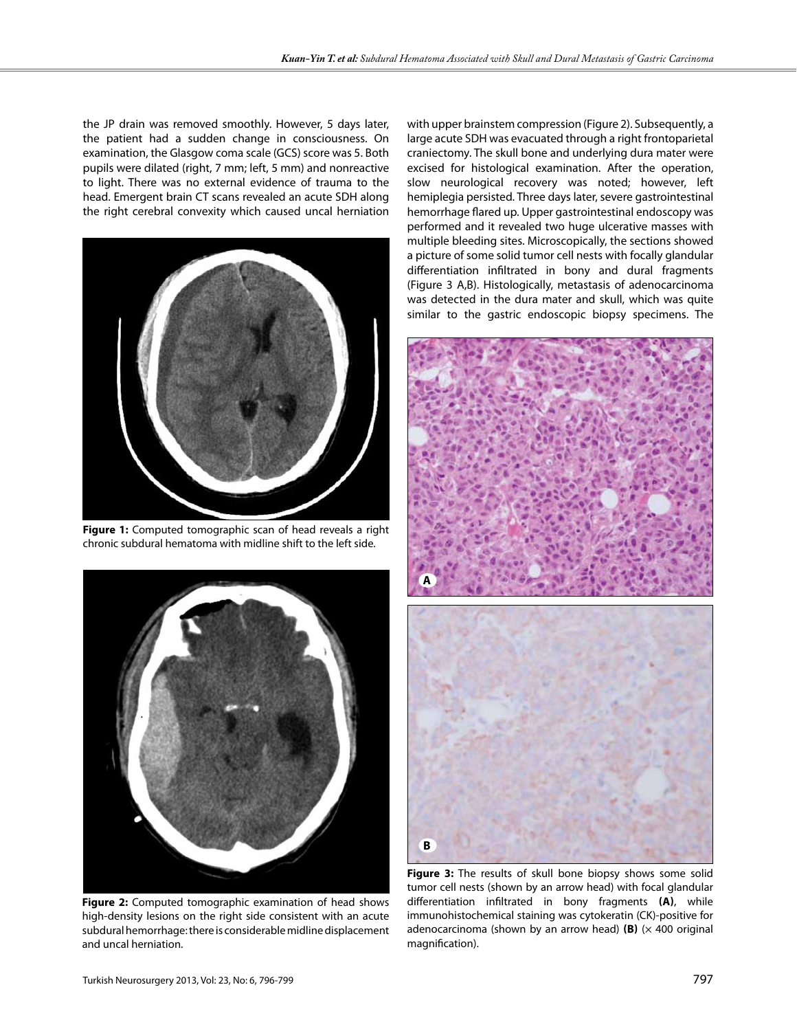the JP drain was removed smoothly. However, 5 days later, the patient had a sudden change in consciousness. On examination, the Glasgow coma scale (GCS) score was 5. Both pupils were dilated (right, 7 mm; left, 5 mm) and nonreactive to light. There was no external evidence of trauma to the head. Emergent brain CT scans revealed an acute SDH along the right cerebral convexity which caused uncal herniation with upper brainstem compression (Figure 2). Subsequently, a large acute SDH was evacuated through a right frontoparietal craniectomy. The skull bone and underlying dura mater were excised for histological examination. After the operation, slow neurological recovery was noted; however, left hemiplegia persisted. Three days later, severe gastrointestinal hemorrhage flared up. Upper gastrointestinal endoscopy was performed and it revealed two huge ulcerative masses with multiple bleeding sites. Microscopically, the sections showed a picture of some solid tumor cell nests with focally glandular differentiation infiltrated in bony and dural fragments (Figure 3 A,B). Histologically, metastasis of adenocarcinoma was detected in the dura mater and skull, which was quite similar to the gastric endoscopic biopsy specimens. The

**Figure 1:** Computed tomographic scan of head reveals a right chronic subdural hematoma with midline shift to the left side.

**Figure 2:** Computed tomographic examination of head shows high-density lesions on the right side consistent with an acute subdural hemorrhage: there is considerable midline displacement and uncal herniation.

**Figure 3:** The results of skull bone biopsy shows some solid tumor cell nests (shown by an arrow head) with focal glandular differentiation infiltrated in bony fragments **(A)**, while immunohistochemical staining was cytokeratin (CK)-positive for adenocarcinoma (shown by an arrow head) **(B)** (× 400 original magnification).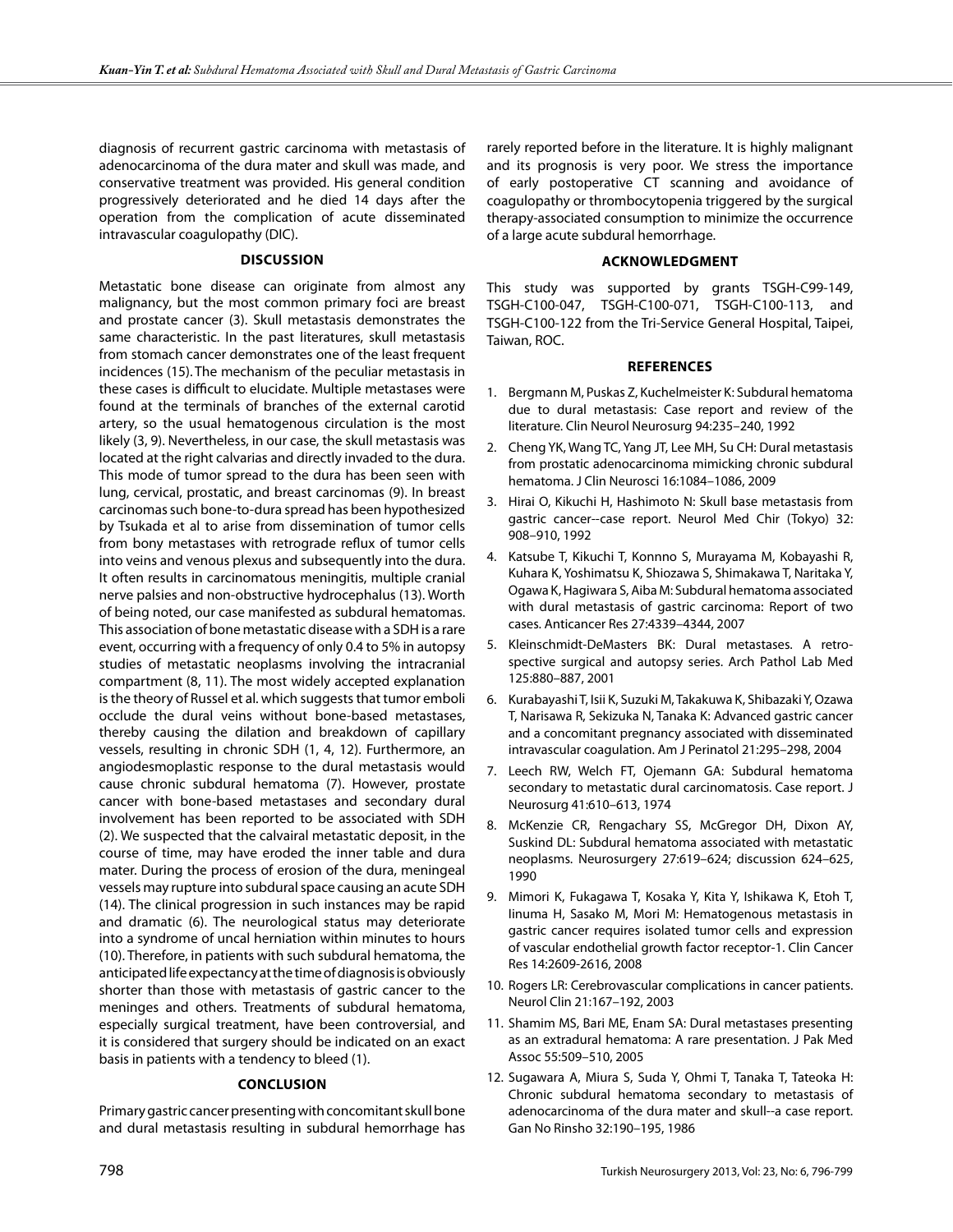diagnosis of recurrent gastric carcinoma with metastasis of adenocarcinoma of the dura mater and skull was made, and conservative treatment was provided. His general condition progressively deteriorated and he died 14 days after the operation from the complication of acute disseminated intravascular coagulopathy (DIC).

## DISCUSSION

Metastatic bone disease can originate from almost any malignancy, but the most common primary foci are breast and prostate cancer (3). Skull metastasis demonstrates the same characteristic. In the past literatures, skull metastasis from stomach cancer demonstrates one of the least frequent incidences (15). The mechanism of the peculiar metastasis in these cases is difficult to elucidate. Multiple metastases were found at the terminals of branches of the external carotid artery, so the usual hematogenous circulation is the most likely (3, 9). Nevertheless, in our case, the skull metastasis was located at the right calvarias and directly invaded to the dura. This mode of tumor spread to the dura has been seen with lung, cervical, prostatic, and breast carcinomas (9). In breast carcinomas such bone-to-dura spread has been hypothesized by Tsukada et al to arise from dissemination of tumor cells from bony metastases with retrograde reflux of tumor cells into veins and venous plexus and subsequently into the dura. It often results in carcinomatous meningitis, multiple cranial nerve palsies and non-obstructive hydrocephalus (13). Worth of being noted, our case manifested as subdural hematomas. This association of bone metastatic disease with a SDH is a rare event, occurring with a frequency of only 0.4 to 5% in autopsy studies of metastatic neoplasms involving the intracranial compartment (8, 11). The most widely accepted explanation is the theory of Russel et al. which suggests that tumor emboli occlude the dural veins without bone-based metastases, thereby causing the dilation and breakdown of capillary vessels, resulting in chronic SDH (1, 4, 12). Furthermore, an angiodesmoplastic response to the dural metastasis would cause chronic subdural hematoma (7). However, prostate cancer with bone-based metastases and secondary dural involvement has been reported to be associated with SDH (2). We suspected that the calvairal metastatic deposit, in the course of time, may have eroded the inner table and dura mater. During the process of erosion of the dura, meningeal vessels may rupture into subdural space causing an acute SDH (14). The clinical progression in such instances may be rapid and dramatic (6). The neurological status may deteriorate into a syndrome of uncal herniation within minutes to hours (10). Therefore, in patients with such subdural hematoma, the anticipated life expectancy at the time of diagnosis is obviously shorter than those with metastasis of gastric cancer to the meninges and others. Treatments of subdural hematoma, especially surgical treatment, have been controversial, and it is considered that surgery should be indicated on an exact basis in patients with a tendency to bleed (1).

## CONCLUSION

Primary gastric cancer presenting with concomitant skull bone and dural metastasis resulting in subdural hemorrhage has rarely reported before in the literature. It is highly malignant and its prognosis is very poor. We stress the importance of early postoperative CT scanning and avoidance of coagulopathy or thrombocytopenia triggered by the surgical therapy-associated consumption to minimize the occurrence of a large acute subdural hemorrhage.

## ACKNOWLEDGMENT

This study was supported by grants TSGH-C99-149, TSGH-C100-047, TSGH-C100-071, TSGH-C100-113, and TSGH-C100-122 from the Tri-Service General Hospital, Taipei, Taiwan, ROC.

## REFERENCES

1. Bergmann M, Puskas Z, Kuchelmeister K: Subdural hematoma due to dural metastasis: Case report and review of the literature. Clin Neurol Neurosurg 94:235–240, 1992
2. Cheng YK, Wang TC, Yang JT, Lee MH, Su CH: Dural metastasis from prostatic adenocarcinoma mimicking chronic subdural hematoma. J Clin Neurosci 16:1084–1086, 2009
3. Hirai O, Kikuchi H, Hashimoto N: Skull base metastasis from gastric cancer--case report. Neurol Med Chir (Tokyo) 32: 908–910, 1992
4. Katsube T, Kikuchi T, Konnno S, Murayama M, Kobayashi R, Kuhara K, Yoshimatsu K, Shiozawa S, Shimakawa T, Naritaka Y, Ogawa K, Hagiwara S, Aiba M: Subdural hematoma associated with dural metastasis of gastric carcinoma: Report of two cases. Anticancer Res 27:4339–4344, 2007
5. Kleinschmidt-DeMasters BK: Dural metastases. A retrospective surgical and autopsy series. Arch Pathol Lab Med 125:880–887, 2001
6. Kurabayashi T, Isii K, Suzuki M, Takakuwa K, Shibazaki Y, Ozawa T, Narisawa R, Sekizuka N, Tanaka K: Advanced gastric cancer and a concomitant pregnancy associated with disseminated intravascular coagulation. Am J Perinatol 21:295–298, 2004
7. Leech RW, Welch FT, Ojemann GA: Subdural hematoma secondary to metastatic dural carcinomatosis. Case report. J Neurosurg 41:610–613, 1974
8. McKenzie CR, Rengachary SS, McGregor DH, Dixon AY, Suskind DL: Subdural hematoma associated with metastatic neoplasms. Neurosurgery 27:619–624; discussion 624–625, 1990
9. Mimori K, Fukagawa T, Kosaka Y, Kita Y, Ishikawa K, Etoh T, Iinuma H, Sasako M, Mori M: Hematogenous metastasis in gastric cancer requires isolated tumor cells and expression of vascular endothelial growth factor receptor-1. Clin Cancer Res 14:2609-2616, 2008
10. Rogers LR: Cerebrovascular complications in cancer patients. Neurol Clin 21:167–192, 2003
11. Shamim MS, Bari ME, Enam SA: Dural metastases presenting as an extradural hematoma: A rare presentation. J Pak Med Assoc 55:509–510, 2005
12. Sugawara A, Miura S, Suda Y, Ohmi T, Tanaka T, Tateoka H: Chronic subdural hematoma secondary to metastasis of adenocarcinoma of the dura mater and skull--a case report. Gan No Rinsho 32:190–195, 1986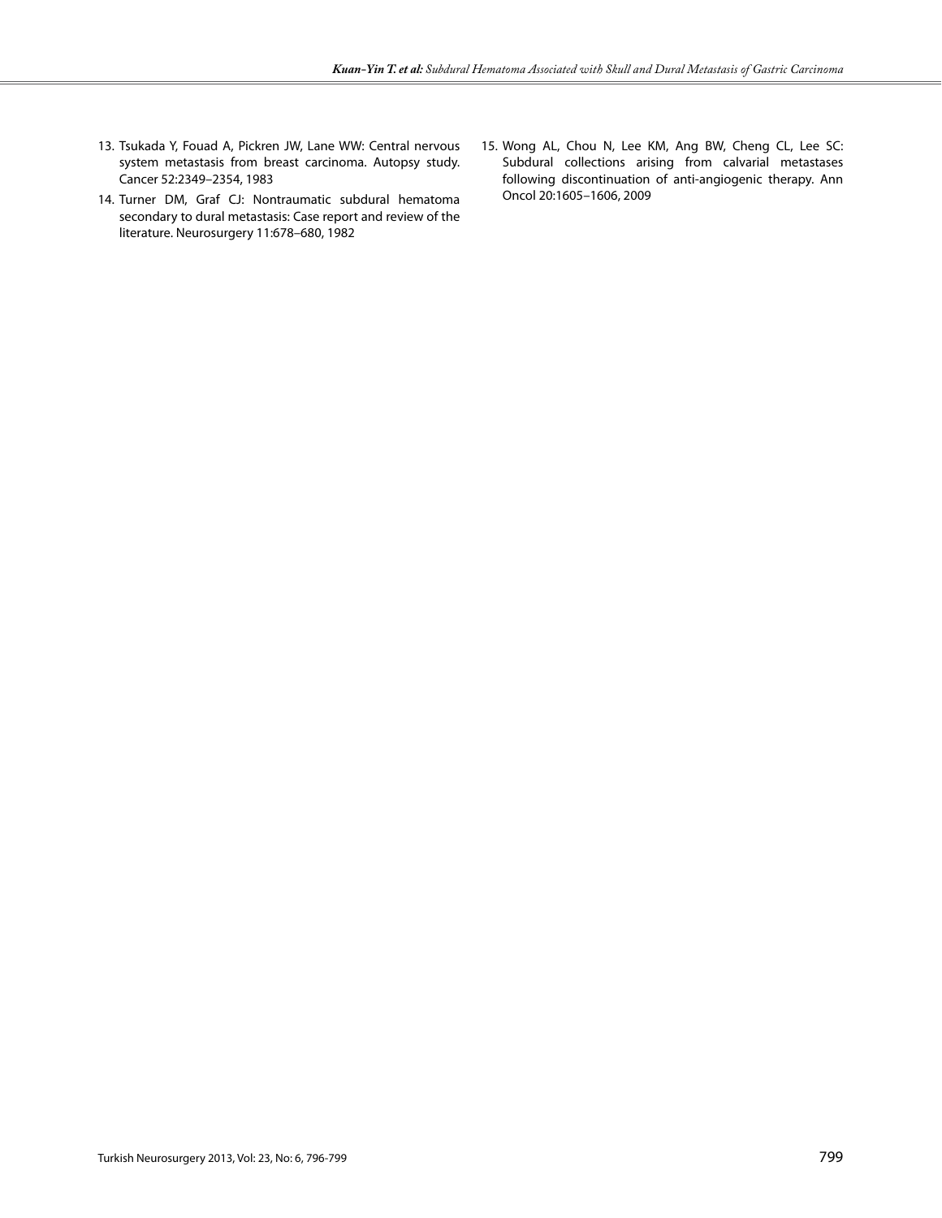13. Tsukada Y, Fouad A, Pickren JW, Lane WW: Central nervous system metastasis from breast carcinoma. Autopsy study. Cancer 52:2349–2354, 1983
14. Turner DM, Graf CJ: Nontraumatic subdural hematoma secondary to dural metastasis: Case report and review of the literature. Neurosurgery 11:678–680, 1982
15. Wong AL, Chou N, Lee KM, Ang BW, Cheng CL, Lee SC: Subdural collections arising from calvarial metastases following discontinuation of anti-angiogenic therapy. Ann Oncol 20:1605–1606, 2009